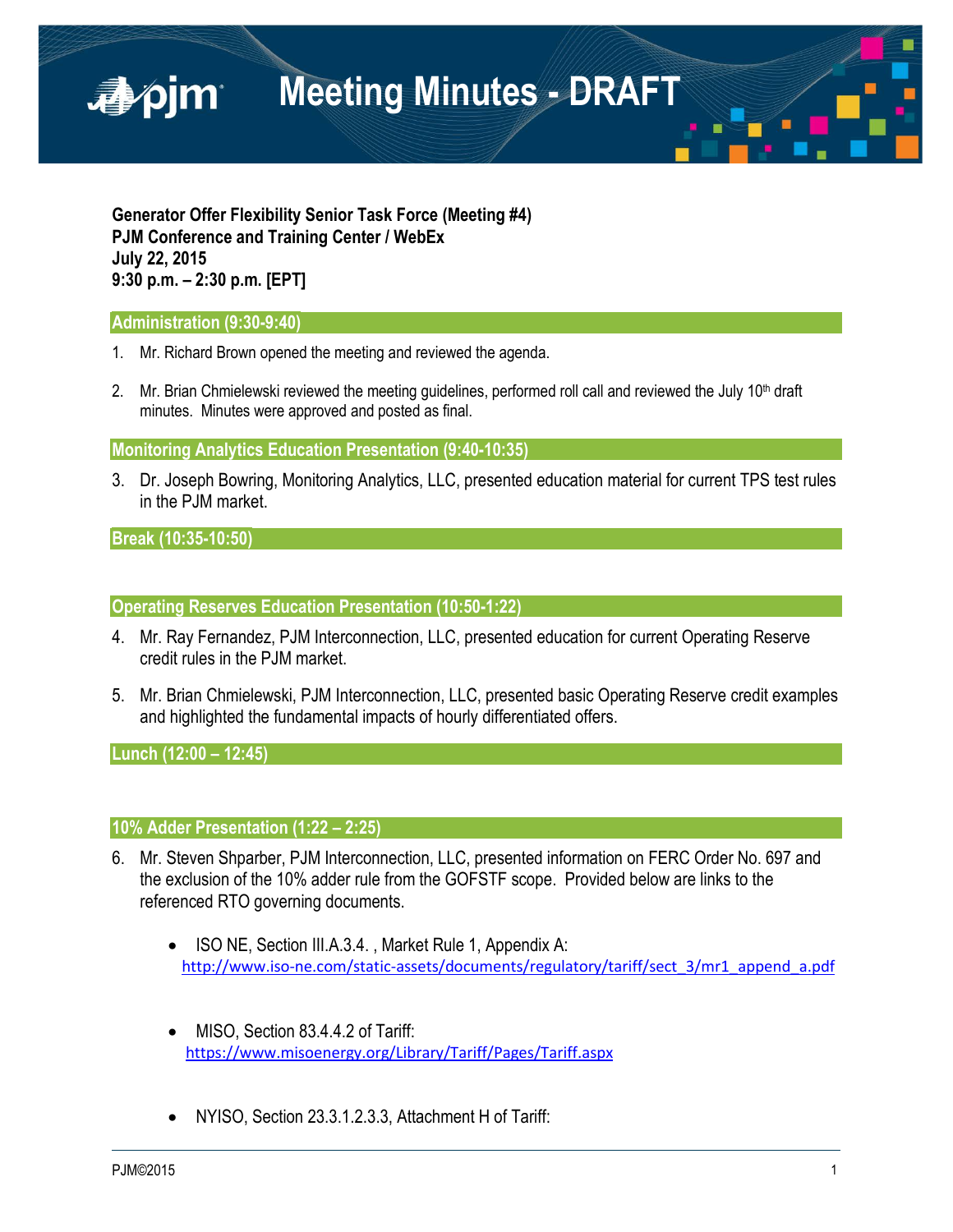# Meeting Minutes - DRAFT

**Generator Offer Flexibility Senior Task Force (Meeting #4)**
**PJM Conference and Training Center / WebEx**
**July 22, 2015**
**9:30 p.m. – 2:30 p.m. [EPT]**

## Administration (9:30-9:40)

1. Mr. Richard Brown opened the meeting and reviewed the agenda.

2. Mr. Brian Chmielewski reviewed the meeting guidelines, performed roll call and reviewed the July 10th draft minutes. Minutes were approved and posted as final.

## Monitoring Analytics Education Presentation (9:40-10:35)

3. Dr. Joseph Bowring, Monitoring Analytics, LLC, presented education material for current TPS test rules in the PJM market.

## Break (10:35-10:50)

## Operating Reserves Education Presentation (10:50-1:22)

4. Mr. Ray Fernandez, PJM Interconnection, LLC, presented education for current Operating Reserve credit rules in the PJM market.

5. Mr. Brian Chmielewski, PJM Interconnection, LLC, presented basic Operating Reserve credit examples and highlighted the fundamental impacts of hourly differentiated offers.

## Lunch (12:00 – 12:45)

## 10% Adder Presentation (1:22 – 2:25)

6. Mr. Steven Shparber, PJM Interconnection, LLC, presented information on FERC Order No. 697 and the exclusion of the 10% adder rule from the GOFSTF scope. Provided below are links to the referenced RTO governing documents.

   - ISO NE, Section III.A.3.4. , Market Rule 1, Appendix A:
     http://www.iso-ne.com/static-assets/documents/regulatory/tariff/sect_3/mr1_append_a.pdf

   - MISO, Section 83.4.4.2 of Tariff:
     https://www.misoenergy.org/Library/Tariff/Pages/Tariff.aspx

   - NYISO, Section 23.3.1.2.3.3, Attachment H of Tariff: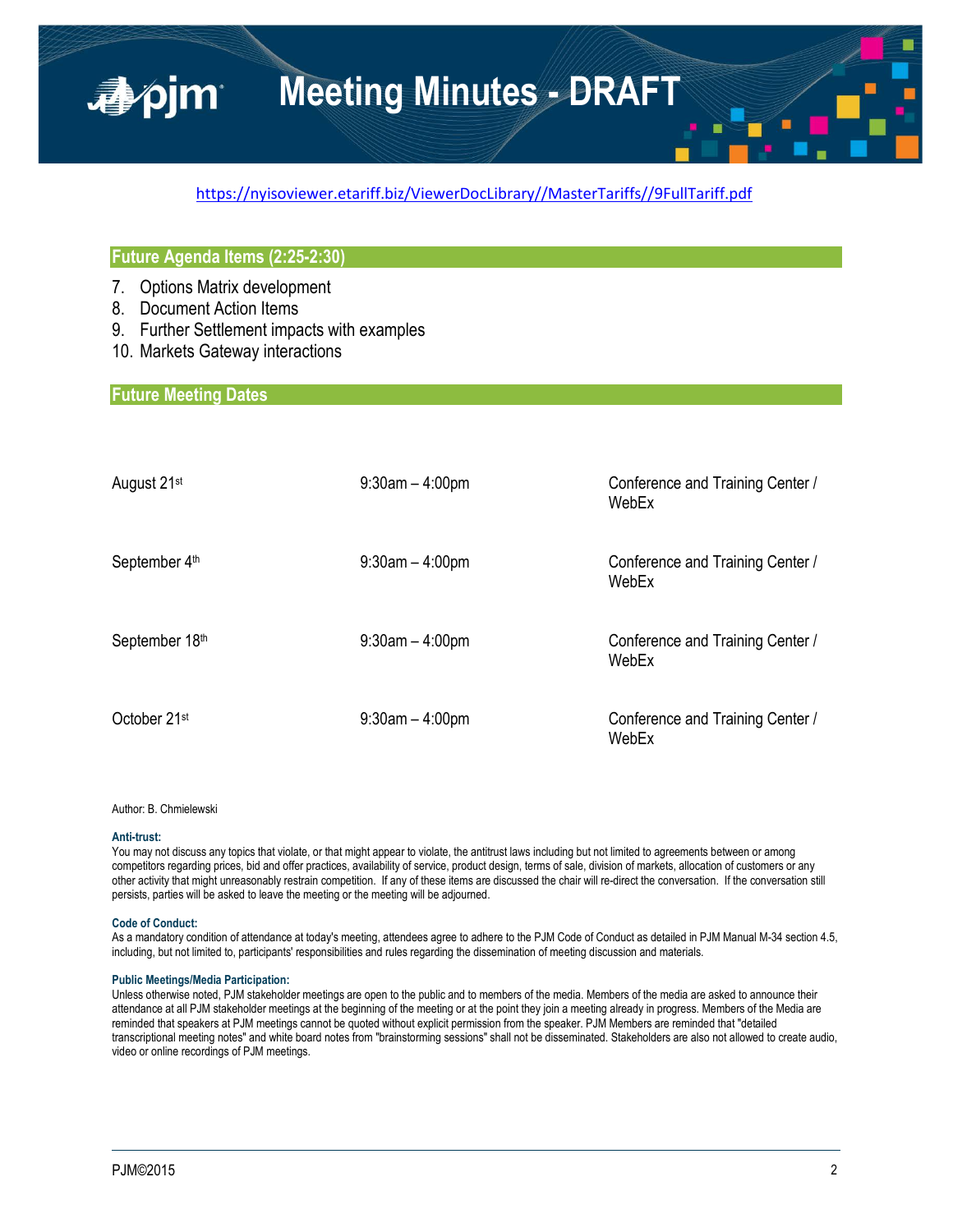https://nyisoviewer.etariff.biz/ViewerDocLibrary//MasterTariffs//9FullTariff.pdf

## Future Agenda Items (2:25-2:30)

7. Options Matrix development
8. Document Action Items
9. Further Settlement impacts with examples
10. Markets Gateway interactions

## Future Meeting Dates

| | | |
|---|---|---|
| August 21st | 9:30am – 4:00pm | Conference and Training Center / WebEx |
| September 4th | 9:30am – 4:00pm | Conference and Training Center / WebEx |
| September 18th | 9:30am – 4:00pm | Conference and Training Center / WebEx |
| October 21st | 9:30am – 4:00pm | Conference and Training Center / WebEx |

Author: B. Chmielewski

**Anti-trust:**
You may not discuss any topics that violate, or that might appear to violate, the antitrust laws including but not limited to agreements between or among competitors regarding prices, bid and offer practices, availability of service, product design, terms of sale, division of markets, allocation of customers or any other activity that might unreasonably restrain competition. If any of these items are discussed the chair will re-direct the conversation. If the conversation still persists, parties will be asked to leave the meeting or the meeting will be adjourned.

**Code of Conduct:**
As a mandatory condition of attendance at today's meeting, attendees agree to adhere to the PJM Code of Conduct as detailed in PJM Manual M-34 section 4.5, including, but not limited to, participants' responsibilities and rules regarding the dissemination of meeting discussion and materials.

**Public Meetings/Media Participation:**
Unless otherwise noted, PJM stakeholder meetings are open to the public and to members of the media. Members of the media are asked to announce their attendance at all PJM stakeholder meetings at the beginning of the meeting or at the point they join a meeting already in progress. Members of the Media are reminded that speakers at PJM meetings cannot be quoted without explicit permission from the speaker. PJM Members are reminded that "detailed transcriptional meeting notes" and white board notes from "brainstorming sessions" shall not be disseminated. Stakeholders are also not allowed to create audio, video or online recordings of PJM meetings.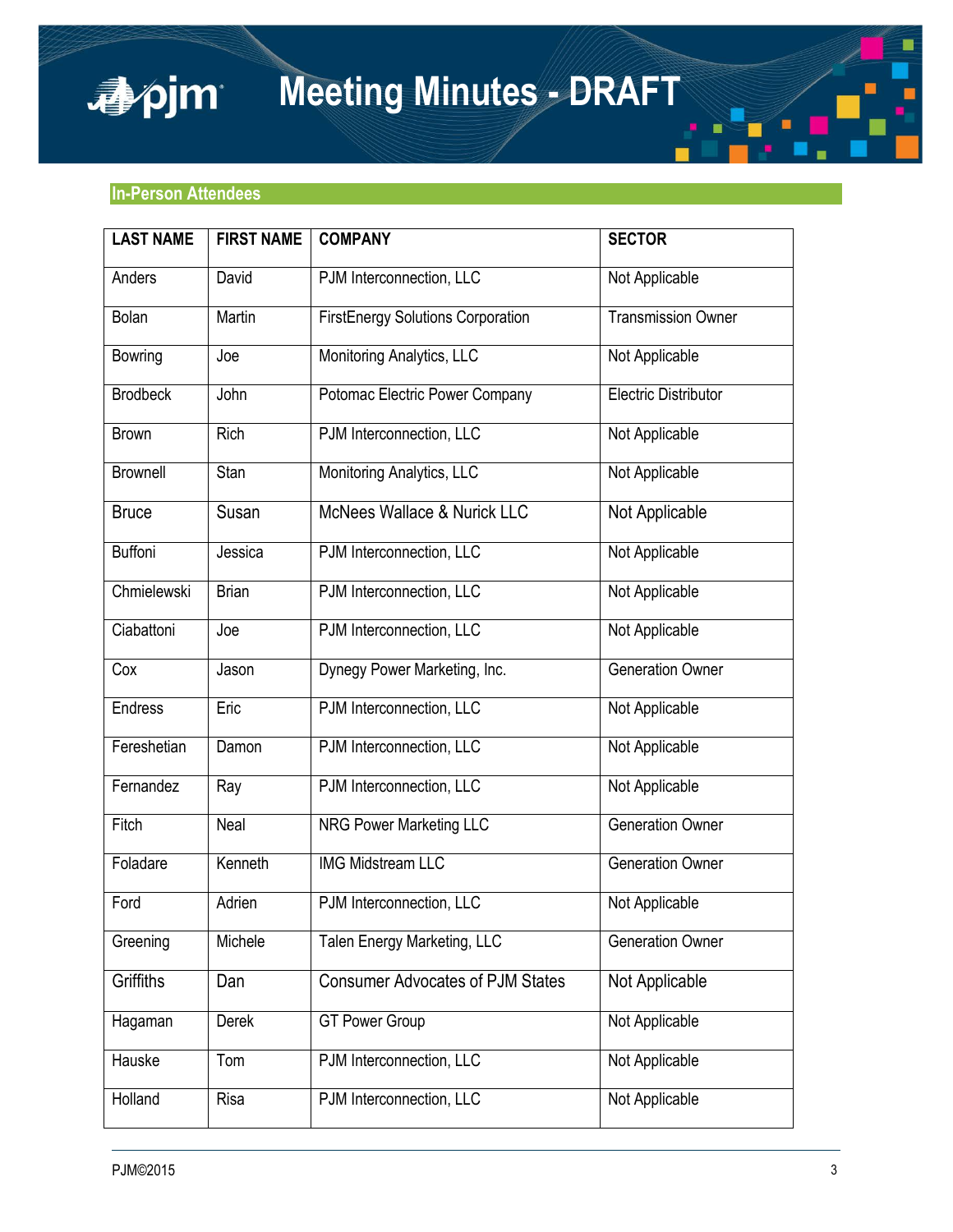## In-Person Attendees

| LAST NAME | FIRST NAME | COMPANY | SECTOR |
|---|---|---|---|
| Anders | David | PJM Interconnection, LLC | Not Applicable |
| Bolan | Martin | FirstEnergy Solutions Corporation | Transmission Owner |
| Bowring | Joe | Monitoring Analytics, LLC | Not Applicable |
| Brodbeck | John | Potomac Electric Power Company | Electric Distributor |
| Brown | Rich | PJM Interconnection, LLC | Not Applicable |
| Brownell | Stan | Monitoring Analytics, LLC | Not Applicable |
| Bruce | Susan | McNees Wallace & Nurick LLC | Not Applicable |
| Buffoni | Jessica | PJM Interconnection, LLC | Not Applicable |
| Chmielewski | Brian | PJM Interconnection, LLC | Not Applicable |
| Ciabattoni | Joe | PJM Interconnection, LLC | Not Applicable |
| Cox | Jason | Dynegy Power Marketing, Inc. | Generation Owner |
| Endress | Eric | PJM Interconnection, LLC | Not Applicable |
| Fereshetian | Damon | PJM Interconnection, LLC | Not Applicable |
| Fernandez | Ray | PJM Interconnection, LLC | Not Applicable |
| Fitch | Neal | NRG Power Marketing LLC | Generation Owner |
| Foladare | Kenneth | IMG Midstream LLC | Generation Owner |
| Ford | Adrien | PJM Interconnection, LLC | Not Applicable |
| Greening | Michele | Talen Energy Marketing, LLC | Generation Owner |
| Griffiths | Dan | Consumer Advocates of PJM States | Not Applicable |
| Hagaman | Derek | GT Power Group | Not Applicable |
| Hauske | Tom | PJM Interconnection, LLC | Not Applicable |
| Holland | Risa | PJM Interconnection, LLC | Not Applicable |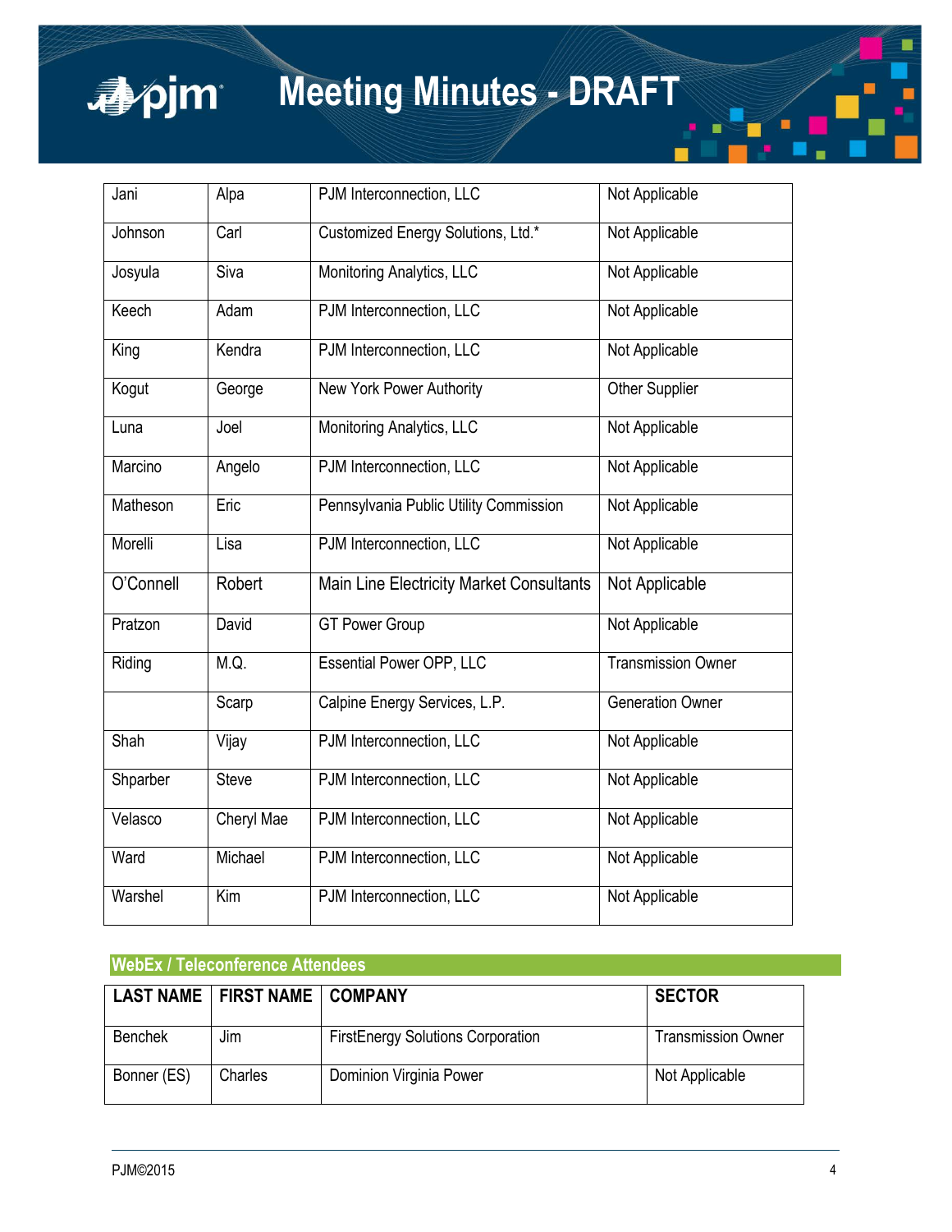| | | | |
|---|---|---|---|
| Jani | Alpa | PJM Interconnection, LLC | Not Applicable |
| Johnson | Carl | Customized Energy Solutions, Ltd.* | Not Applicable |
| Josyula | Siva | Monitoring Analytics, LLC | Not Applicable |
| Keech | Adam | PJM Interconnection, LLC | Not Applicable |
| King | Kendra | PJM Interconnection, LLC | Not Applicable |
| Kogut | George | New York Power Authority | Other Supplier |
| Luna | Joel | Monitoring Analytics, LLC | Not Applicable |
| Marcino | Angelo | PJM Interconnection, LLC | Not Applicable |
| Matheson | Eric | Pennsylvania Public Utility Commission | Not Applicable |
| Morelli | Lisa | PJM Interconnection, LLC | Not Applicable |
| O'Connell | Robert | Main Line Electricity Market Consultants | Not Applicable |
| Pratzon | David | GT Power Group | Not Applicable |
| Riding | M.Q. | Essential Power OPP, LLC | Transmission Owner |
| | Scarp | Calpine Energy Services, L.P. | Generation Owner |
| Shah | Vijay | PJM Interconnection, LLC | Not Applicable |
| Shparber | Steve | PJM Interconnection, LLC | Not Applicable |
| Velasco | Cheryl Mae | PJM Interconnection, LLC | Not Applicable |
| Ward | Michael | PJM Interconnection, LLC | Not Applicable |
| Warshel | Kim | PJM Interconnection, LLC | Not Applicable |

## WebEx / Teleconference Attendees

| LAST NAME | FIRST NAME | COMPANY | SECTOR |
|---|---|---|---|
| Benchek | Jim | FirstEnergy Solutions Corporation | Transmission Owner |
| Bonner (ES) | Charles | Dominion Virginia Power | Not Applicable |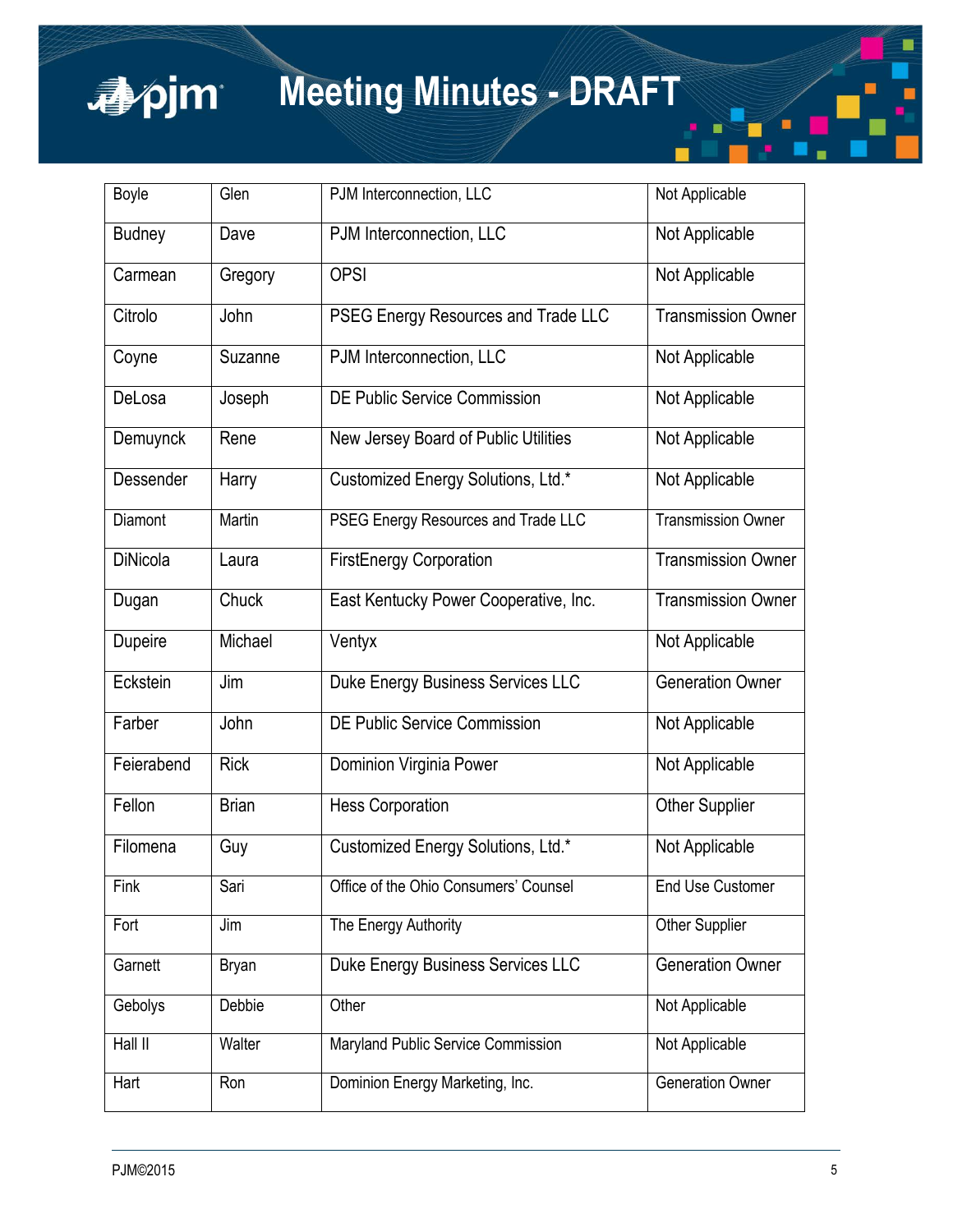| Boyle | Glen | PJM Interconnection, LLC | Not Applicable |
|---|---|---|---|
| Budney | Dave | PJM Interconnection, LLC | Not Applicable |
| Carmean | Gregory | OPSI | Not Applicable |
| Citrolo | John | PSEG Energy Resources and Trade LLC | Transmission Owner |
| Coyne | Suzanne | PJM Interconnection, LLC | Not Applicable |
| DeLosa | Joseph | DE Public Service Commission | Not Applicable |
| Demuynck | Rene | New Jersey Board of Public Utilities | Not Applicable |
| Dessender | Harry | Customized Energy Solutions, Ltd.* | Not Applicable |
| Diamont | Martin | PSEG Energy Resources and Trade LLC | Transmission Owner |
| DiNicola | Laura | FirstEnergy Corporation | Transmission Owner |
| Dugan | Chuck | East Kentucky Power Cooperative, Inc. | Transmission Owner |
| Dupeire | Michael | Ventyx | Not Applicable |
| Eckstein | Jim | Duke Energy Business Services LLC | Generation Owner |
| Farber | John | DE Public Service Commission | Not Applicable |
| Feierabend | Rick | Dominion Virginia Power | Not Applicable |
| Fellon | Brian | Hess Corporation | Other Supplier |
| Filomena | Guy | Customized Energy Solutions, Ltd.* | Not Applicable |
| Fink | Sari | Office of the Ohio Consumers' Counsel | End Use Customer |
| Fort | Jim | The Energy Authority | Other Supplier |
| Garnett | Bryan | Duke Energy Business Services LLC | Generation Owner |
| Gebolys | Debbie | Other | Not Applicable |
| Hall II | Walter | Maryland Public Service Commission | Not Applicable |
| Hart | Ron | Dominion Energy Marketing, Inc. | Generation Owner |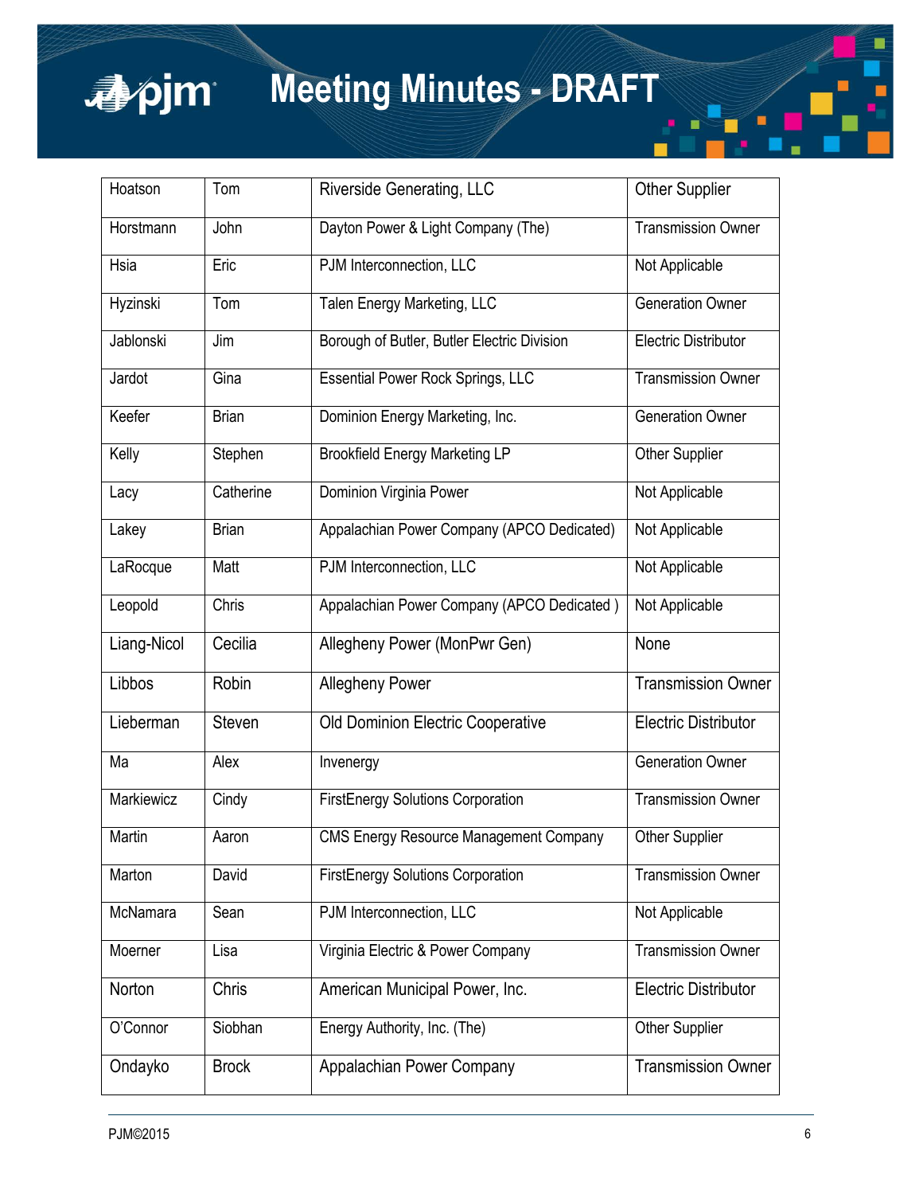| Hoatson | Tom | Riverside Generating, LLC | Other Supplier |
|---|---|---|---|
| Horstmann | John | Dayton Power & Light Company (The) | Transmission Owner |
| Hsia | Eric | PJM Interconnection, LLC | Not Applicable |
| Hyzinski | Tom | Talen Energy Marketing, LLC | Generation Owner |
| Jablonski | Jim | Borough of Butler, Butler Electric Division | Electric Distributor |
| Jardot | Gina | Essential Power Rock Springs, LLC | Transmission Owner |
| Keefer | Brian | Dominion Energy Marketing, Inc. | Generation Owner |
| Kelly | Stephen | Brookfield Energy Marketing LP | Other Supplier |
| Lacy | Catherine | Dominion Virginia Power | Not Applicable |
| Lakey | Brian | Appalachian Power Company (APCO Dedicated) | Not Applicable |
| LaRocque | Matt | PJM Interconnection, LLC | Not Applicable |
| Leopold | Chris | Appalachian Power Company (APCO Dedicated ) | Not Applicable |
| Liang-Nicol | Cecilia | Allegheny Power (MonPwr Gen) | None |
| Libbos | Robin | Allegheny Power | Transmission Owner |
| Lieberman | Steven | Old Dominion Electric Cooperative | Electric Distributor |
| Ma | Alex | Invenergy | Generation Owner |
| Markiewicz | Cindy | FirstEnergy Solutions Corporation | Transmission Owner |
| Martin | Aaron | CMS Energy Resource Management Company | Other Supplier |
| Marton | David | FirstEnergy Solutions Corporation | Transmission Owner |
| McNamara | Sean | PJM Interconnection, LLC | Not Applicable |
| Moerner | Lisa | Virginia Electric & Power Company | Transmission Owner |
| Norton | Chris | American Municipal Power, Inc. | Electric Distributor |
| O'Connor | Siobhan | Energy Authority, Inc. (The) | Other Supplier |
| Ondayko | Brock | Appalachian Power Company | Transmission Owner |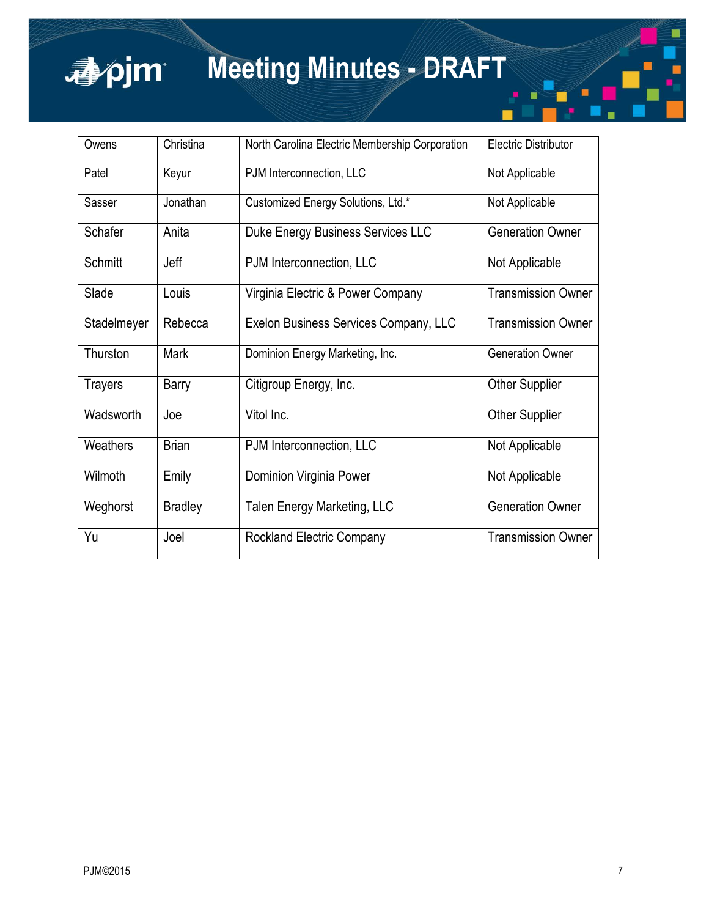| | | | |
|---|---|---|---|
| Owens | Christina | North Carolina Electric Membership Corporation | Electric Distributor |
| Patel | Keyur | PJM Interconnection, LLC | Not Applicable |
| Sasser | Jonathan | Customized Energy Solutions, Ltd.* | Not Applicable |
| Schafer | Anita | Duke Energy Business Services LLC | Generation Owner |
| Schmitt | Jeff | PJM Interconnection, LLC | Not Applicable |
| Slade | Louis | Virginia Electric & Power Company | Transmission Owner |
| Stadelmeyer | Rebecca | Exelon Business Services Company, LLC | Transmission Owner |
| Thurston | Mark | Dominion Energy Marketing, Inc. | Generation Owner |
| Trayers | Barry | Citigroup Energy, Inc. | Other Supplier |
| Wadsworth | Joe | Vitol Inc. | Other Supplier |
| Weathers | Brian | PJM Interconnection, LLC | Not Applicable |
| Wilmoth | Emily | Dominion Virginia Power | Not Applicable |
| Weghorst | Bradley | Talen Energy Marketing, LLC | Generation Owner |
| Yu | Joel | Rockland Electric Company | Transmission Owner |